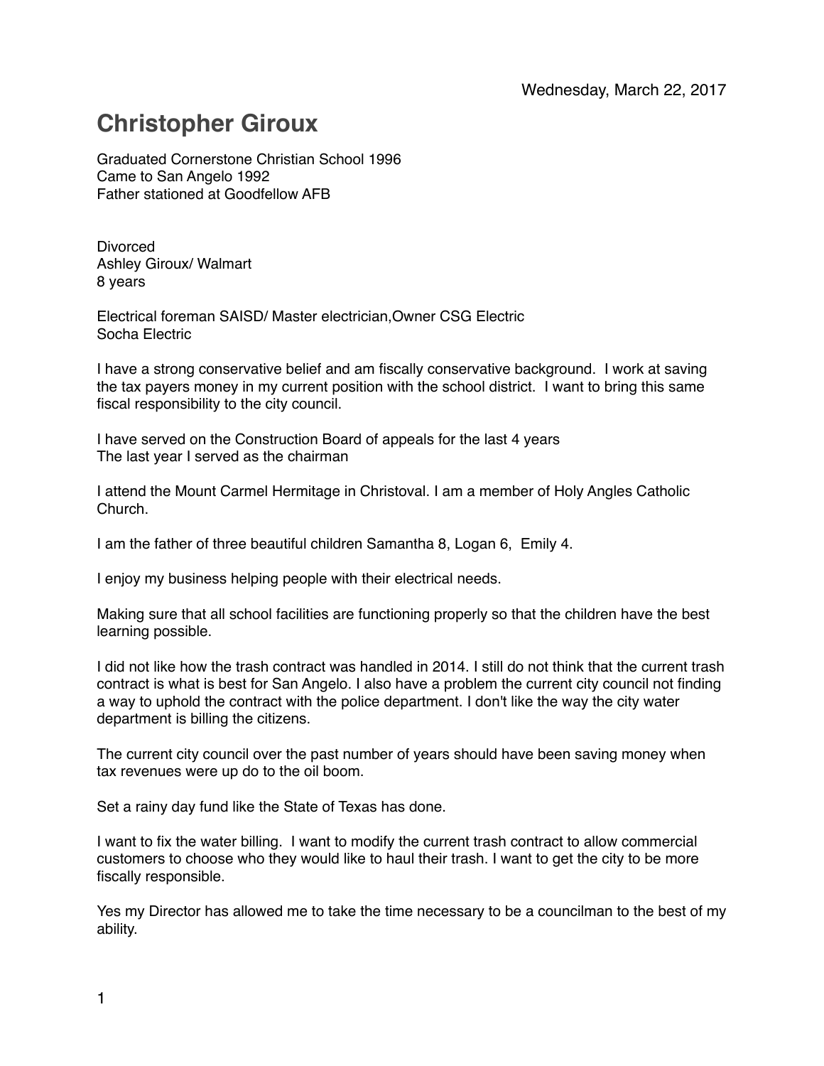Wednesday, March 22, 2017

# Christopher Giroux

Graduated Cornerstone Christian School 1996
Came to San Angelo 1992
Father stationed at Goodfellow AFB

Divorced
Ashley Giroux/ Walmart
8 years

Electrical foreman SAISD/ Master electrician,Owner CSG Electric
Socha Electric

I have a strong conservative belief and am fiscally conservative background. I work at saving the tax payers money in my current position with the school district. I want to bring this same fiscal responsibility to the city council.

I have served on the Construction Board of appeals for the last 4 years
The last year I served as the chairman

I attend the Mount Carmel Hermitage in Christoval. I am a member of Holy Angles Catholic Church.

I am the father of three beautiful children Samantha 8, Logan 6, Emily 4.

I enjoy my business helping people with their electrical needs.

Making sure that all school facilities are functioning properly so that the children have the best learning possible.

I did not like how the trash contract was handled in 2014. I still do not think that the current trash contract is what is best for San Angelo. I also have a problem the current city council not finding a way to uphold the contract with the police department. I don't like the way the city water department is billing the citizens.

The current city council over the past number of years should have been saving money when tax revenues were up do to the oil boom.

Set a rainy day fund like the State of Texas has done.

I want to fix the water billing. I want to modify the current trash contract to allow commercial customers to choose who they would like to haul their trash. I want to get the city to be more fiscally responsible.

Yes my Director has allowed me to take the time necessary to be a councilman to the best of my ability.